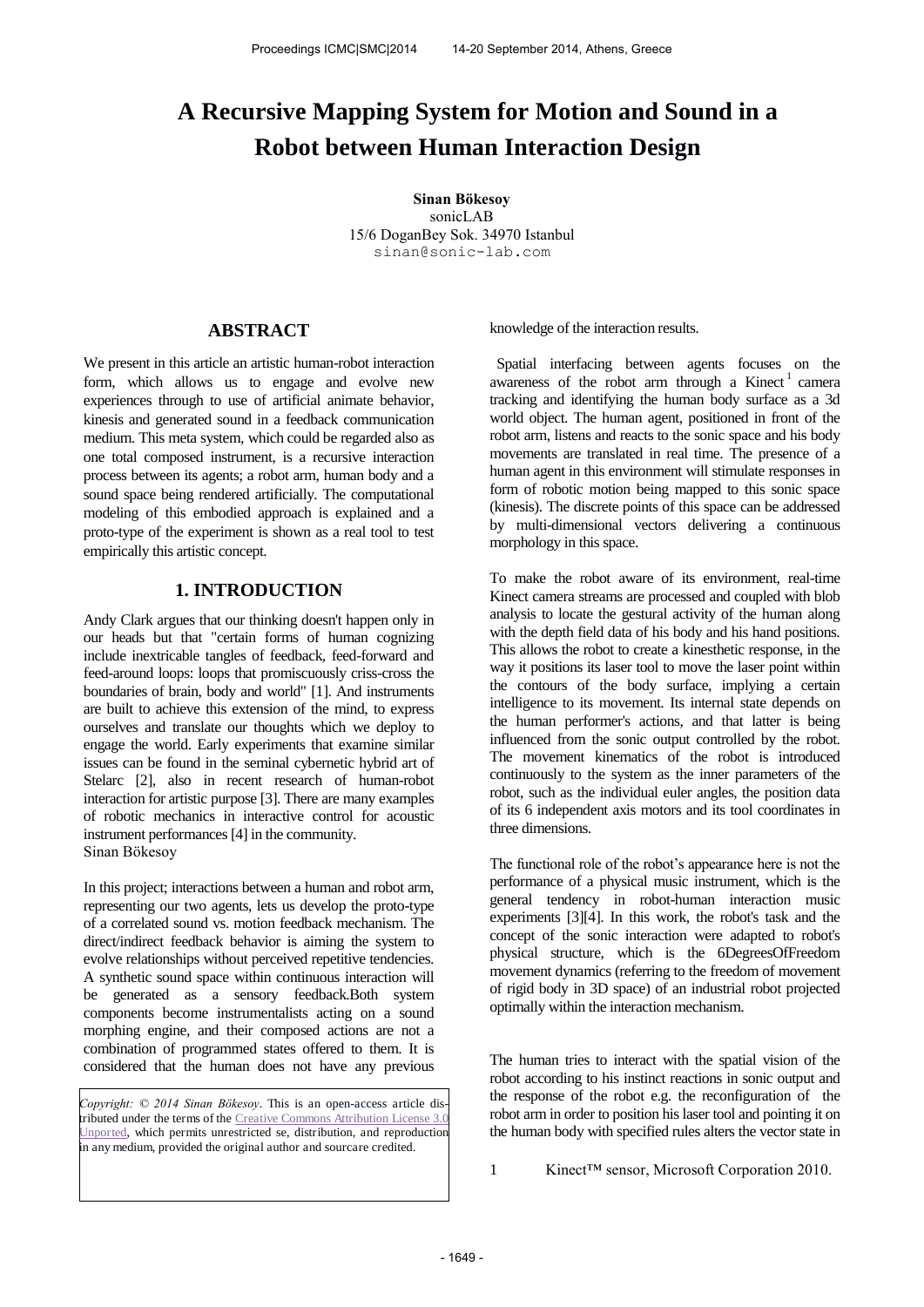# A Recursive Mapping System for Motion and Sound in a Robot between Human Interaction Design

**Sinan Bökesoy**
sonicLAB
15/6 DoganBey Sok. 34970 Istanbul
sinan@sonic-lab.com

## ABSTRACT

We present in this article an artistic human-robot interaction form, which allows us to engage and evolve new experiences through to use of artificial animate behavior, kinesis and generated sound in a feedback communication medium. This meta system, which could be regarded also as one total composed instrument, is a recursive interaction process between its agents; a robot arm, human body and a sound space being rendered artificially. The computational modeling of this embodied approach is explained and a proto-type of the experiment is shown as a real tool to test empirically this artistic concept.

## 1. INTRODUCTION

Andy Clark argues that our thinking doesn't happen only in our heads but that "certain forms of human cognizing include inextricable tangles of feedback, feed-forward and feed-around loops: loops that promiscuously criss-cross the boundaries of brain, body and world" [1]. And instruments are built to achieve this extension of the mind, to express ourselves and translate our thoughts which we deploy to engage the world. Early experiments that examine similar issues can be found in the seminal cybernetic hybrid art of Stelarc [2], also in recent research of human-robot interaction for artistic purpose [3]. There are many examples of robotic mechanics in interactive control for acoustic instrument performances [4] in the community.
Sinan Bökesoy

In this project; interactions between a human and robot arm, representing our two agents, lets us develop the proto-type of a correlated sound vs. motion feedback mechanism. The direct/indirect feedback behavior is aiming the system to evolve relationships without perceived repetitive tendencies. A synthetic sound space within continuous interaction will be generated as a sensory feedback.Both system components become instrumentalists acting on a sound morphing engine, and their composed actions are not a combination of programmed states offered to them. It is considered that the human does not have any previous knowledge of the interaction results.

Spatial interfacing between agents focuses on the awareness of the robot arm through a Kinect [1] camera tracking and identifying the human body surface as a 3d world object. The human agent, positioned in front of the robot arm, listens and reacts to the sonic space and his body movements are translated in real time. The presence of a human agent in this environment will stimulate responses in form of robotic motion being mapped to this sonic space (kinesis). The discrete points of this space can be addressed by multi-dimensional vectors delivering a continuous morphology in this space.

To make the robot aware of its environment, real-time Kinect camera streams are processed and coupled with blob analysis to locate the gestural activity of the human along with the depth field data of his body and his hand positions. This allows the robot to create a kinesthetic response, in the way it positions its laser tool to move the laser point within the contours of the body surface, implying a certain intelligence to its movement. Its internal state depends on the human performer's actions, and that latter is being influenced from the sonic output controlled by the robot. The movement kinematics of the robot is introduced continuously to the system as the inner parameters of the robot, such as the individual euler angles, the position data of its 6 independent axis motors and its tool coordinates in three dimensions.

The functional role of the robot's appearance here is not the performance of a physical music instrument, which is the general tendency in robot-human interaction music experiments [3][4]. In this work, the robot's task and the concept of the sonic interaction were adapted to robot's physical structure, which is the 6DegreesOfFreedom movement dynamics (referring to the freedom of movement of rigid body in 3D space) of an industrial robot projected optimally within the interaction mechanism.

The human tries to interact with the spatial vision of the robot according to his instinct reactions in sonic output and the response of the robot e.g. the reconfiguration of the robot arm in order to position his laser tool and pointing it on the human body with specified rules alters the vector state in

*Copyright: © 2014 Sinan Bökesoy*. This is an open-access article distributed under the terms of the Creative Commons Attribution License 3.0 Unported, which permits unrestricted se, distribution, and reproduction in any medium, provided the original author and sourcare credited.

1 Kinect™ sensor, Microsoft Corporation 2010.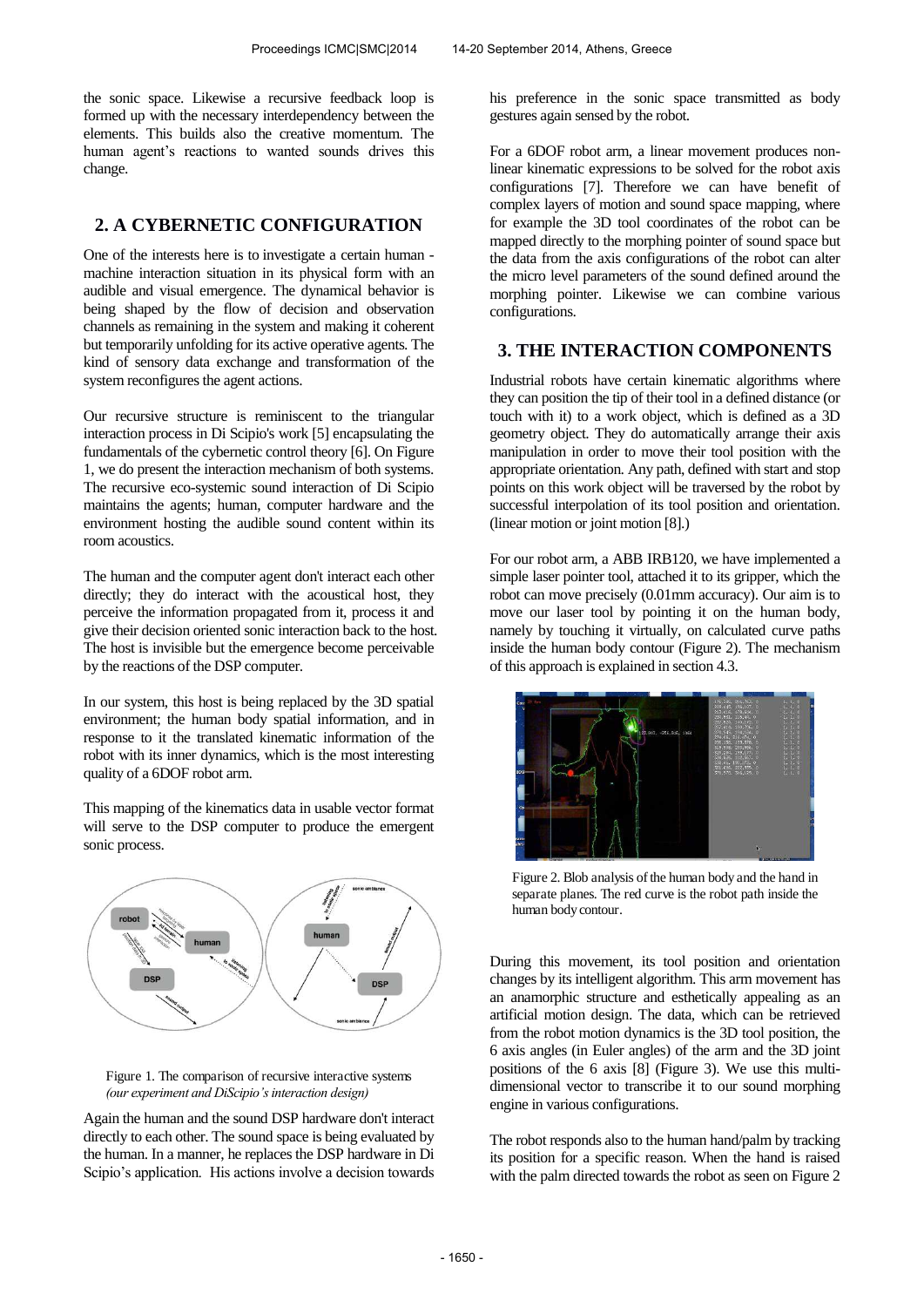the sonic space. Likewise a recursive feedback loop is formed up with the necessary interdependency between the elements. This builds also the creative momentum. The human agent's reactions to wanted sounds drives this change.

## 2. A CYBERNETIC CONFIGURATION

One of the interests here is to investigate a certain human - machine interaction situation in its physical form with an audible and visual emergence. The dynamical behavior is being shaped by the flow of decision and observation channels as remaining in the system and making it coherent but temporarily unfolding for its active operative agents. The kind of sensory data exchange and transformation of the system reconfigures the agent actions.

Our recursive structure is reminiscent to the triangular interaction process in Di Scipio's work [5] encapsulating the fundamentals of the cybernetic control theory [6]. On Figure 1, we do present the interaction mechanism of both systems. The recursive eco-systemic sound interaction of Di Scipio maintains the agents; human, computer hardware and the environment hosting the audible sound content within its room acoustics.

The human and the computer agent don't interact each other directly; they do interact with the acoustical host, they perceive the information propagated from it, process it and give their decision oriented sonic interaction back to the host. The host is invisible but the emergence become perceivable by the reactions of the DSP computer.

In our system, this host is being replaced by the 3D spatial environment; the human body spatial information, and in response to it the translated kinematic information of the robot with its inner dynamics, which is the most interesting quality of a 6DOF robot arm.

This mapping of the kinematics data in usable vector format will serve to the DSP computer to produce the emergent sonic process.

Figure 1. The comparison of recursive interactive systems *(our experiment and DiScipio's interaction design)*

Again the human and the sound DSP hardware don't interact directly to each other. The sound space is being evaluated by the human. In a manner, he replaces the DSP hardware in Di Scipio's application. His actions involve a decision towards his preference in the sonic space transmitted as body gestures again sensed by the robot.

For a 6DOF robot arm, a linear movement produces non-linear kinematic expressions to be solved for the robot axis configurations [7]. Therefore we can have benefit of complex layers of motion and sound space mapping, where for example the 3D tool coordinates of the robot can be mapped directly to the morphing pointer of sound space but the data from the axis configurations of the robot can alter the micro level parameters of the sound defined around the morphing pointer. Likewise we can combine various configurations.

## 3. THE INTERACTION COMPONENTS

Industrial robots have certain kinematic algorithms where they can position the tip of their tool in a defined distance (or touch with it) to a work object, which is defined as a 3D geometry object. They do automatically arrange their axis manipulation in order to move their tool position with the appropriate orientation. Any path, defined with start and stop points on this work object will be traversed by the robot by successful interpolation of its tool position and orientation. (linear motion or joint motion [8].)

For our robot arm, a ABB IRB120, we have implemented a simple laser pointer tool, attached it to its gripper, which the robot can move precisely (0.01mm accuracy). Our aim is to move our laser tool by pointing it on the human body, namely by touching it virtually, on calculated curve paths inside the human body contour (Figure 2). The mechanism of this approach is explained in section 4.3.

Figure 2. Blob analysis of the human body and the hand in separate planes. The red curve is the robot path inside the human body contour.

During this movement, its tool position and orientation changes by its intelligent algorithm. This arm movement has an anamorphic structure and esthetically appealing as an artificial motion design. The data, which can be retrieved from the robot motion dynamics is the 3D tool position, the 6 axis angles (in Euler angles) of the arm and the 3D joint positions of the 6 axis [8] (Figure 3). We use this multi-dimensional vector to transcribe it to our sound morphing engine in various configurations.

The robot responds also to the human hand/palm by tracking its position for a specific reason. When the hand is raised with the palm directed towards the robot as seen on Figure 2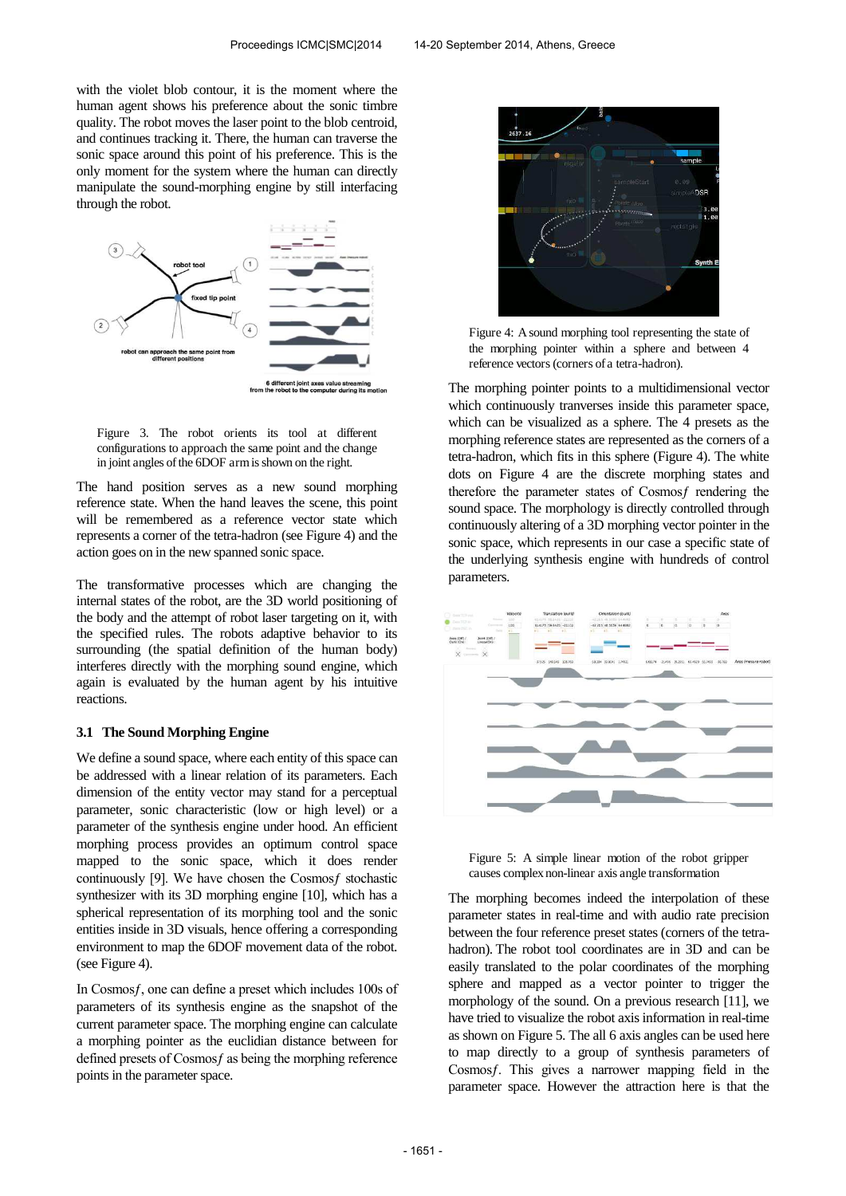with the violet blob contour, it is the moment where the human agent shows his preference about the sonic timbre quality. The robot moves the laser point to the blob centroid, and continues tracking it. There, the human can traverse the sonic space around this point of his preference. This is the only moment for the system where the human can directly manipulate the sound-morphing engine by still interfacing through the robot.

Figure 3. The robot orients its tool at different configurations to approach the same point and the change in joint angles of the 6DOF arm is shown on the right.

The hand position serves as a new sound morphing reference state. When the hand leaves the scene, this point will be remembered as a reference vector state which represents a corner of the tetra-hadron (see Figure 4) and the action goes on in the new spanned sonic space.

The transformative processes which are changing the internal states of the robot, are the 3D world positioning of the body and the attempt of robot laser targeting on it, with the specified rules. The robots adaptive behavior to its surrounding (the spatial definition of the human body) interferes directly with the morphing sound engine, which again is evaluated by the human agent by his intuitive reactions.

### 3.1 The Sound Morphing Engine

We define a sound space, where each entity of this space can be addressed with a linear relation of its parameters. Each dimension of the entity vector may stand for a perceptual parameter, sonic characteristic (low or high level) or a parameter of the synthesis engine under hood. An efficient morphing process provides an optimum control space mapped to the sonic space, which it does render continuously [9]. We have chosen the Cosmos*f* stochastic synthesizer with its 3D morphing engine [10], which has a spherical representation of its morphing tool and the sonic entities inside in 3D visuals, hence offering a corresponding environment to map the 6DOF movement data of the robot. (see Figure 4).

In Cosmos*f*, one can define a preset which includes 100s of parameters of its synthesis engine as the snapshot of the current parameter space. The morphing engine can calculate a morphing pointer as the euclidian distance between for defined presets of Cosmos*f* as being the morphing reference points in the parameter space.

Figure 4: A sound morphing tool representing the state of the morphing pointer within a sphere and between 4 reference vectors (corners of a tetra-hadron).

The morphing pointer points to a multidimensional vector which continuously tranverses inside this parameter space, which can be visualized as a sphere. The 4 presets as the morphing reference states are represented as the corners of a tetra-hadron, which fits in this sphere (Figure 4). The white dots on Figure 4 are the discrete morphing states and therefore the parameter states of Cosmos*f* rendering the sound space. The morphology is directly controlled through continuously altering of a 3D morphing vector pointer in the sonic space, which represents in our case a specific state of the underlying synthesis engine with hundreds of control parameters.

Figure 5: A simple linear motion of the robot gripper causes complex non-linear axis angle transformation

The morphing becomes indeed the interpolation of these parameter states in real-time and with audio rate precision between the four reference preset states (corners of the tetra-hadron). The robot tool coordinates are in 3D and can be easily translated to the polar coordinates of the morphing sphere and mapped as a vector pointer to trigger the morphology of the sound. On a previous research [11], we have tried to visualize the robot axis information in real-time as shown on Figure 5. The all 6 axis angles can be used here to map directly to a group of synthesis parameters of Cosmos*f*. This gives a narrower mapping field in the parameter space. However the attraction here is that the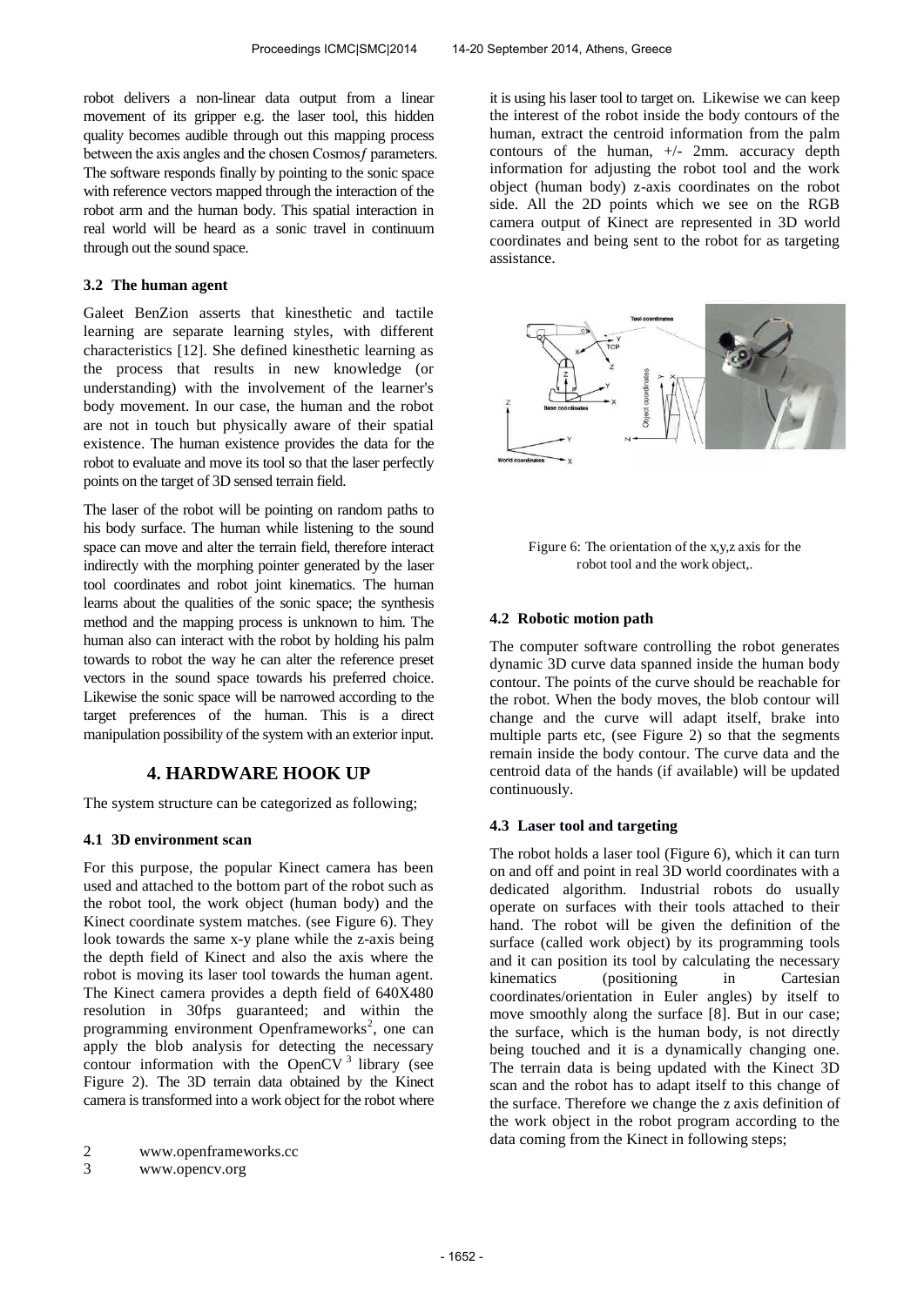robot delivers a non-linear data output from a linear movement of its gripper e.g. the laser tool, this hidden quality becomes audible through out this mapping process between the axis angles and the chosen Cosmos*f* parameters. The software responds finally by pointing to the sonic space with reference vectors mapped through the interaction of the robot arm and the human body. This spatial interaction in real world will be heard as a sonic travel in continuum through out the sound space.

### 3.2 The human agent

Galeet BenZion asserts that kinesthetic and tactile learning are separate learning styles, with different characteristics [12]. She defined kinesthetic learning as the process that results in new knowledge (or understanding) with the involvement of the learner's body movement. In our case, the human and the robot are not in touch but physically aware of their spatial existence. The human existence provides the data for the robot to evaluate and move its tool so that the laser perfectly points on the target of 3D sensed terrain field.

The laser of the robot will be pointing on random paths to his body surface. The human while listening to the sound space can move and alter the terrain field, therefore interact indirectly with the morphing pointer generated by the laser tool coordinates and robot joint kinematics. The human learns about the qualities of the sonic space; the synthesis method and the mapping process is unknown to him. The human also can interact with the robot by holding his palm towards to robot the way he can alter the reference preset vectors in the sound space towards his preferred choice. Likewise the sonic space will be narrowed according to the target preferences of the human. This is a direct manipulation possibility of the system with an exterior input.

## 4. HARDWARE HOOK UP

The system structure can be categorized as following;

### 4.1 3D environment scan

For this purpose, the popular Kinect camera has been used and attached to the bottom part of the robot such as the robot tool, the work object (human body) and the Kinect coordinate system matches. (see Figure 6). They look towards the same x-y plane while the z-axis being the depth field of Kinect and also the axis where the robot is moving its laser tool towards the human agent. The Kinect camera provides a depth field of 640X480 resolution in 30fps guaranteed; and within the programming environment Openframeworks[2], one can apply the blob analysis for detecting the necessary contour information with the OpenCV[3] library (see Figure 2). The 3D terrain data obtained by the Kinect camera is transformed into a work object for the robot where it is using his laser tool to target on. Likewise we can keep the interest of the robot inside the body contours of the human, extract the centroid information from the palm contours of the human, +/- 2mm. accuracy depth information for adjusting the robot tool and the work object (human body) z-axis coordinates on the robot side. All the 2D points which we see on the RGB camera output of Kinect are represented in 3D world coordinates and being sent to the robot for as targeting assistance.

Figure 6: The orientation of the x,y,z axis for the robot tool and the work object,.

### 4.2 Robotic motion path

The computer software controlling the robot generates dynamic 3D curve data spanned inside the human body contour. The points of the curve should be reachable for the robot. When the body moves, the blob contour will change and the curve will adapt itself, brake into multiple parts etc, (see Figure 2) so that the segments remain inside the body contour. The curve data and the centroid data of the hands (if available) will be updated continuously.

### 4.3 Laser tool and targeting

The robot holds a laser tool (Figure 6), which it can turn on and off and point in real 3D world coordinates with a dedicated algorithm. Industrial robots do usually operate on surfaces with their tools attached to their hand. The robot will be given the definition of the surface (called work object) by its programming tools and it can position its tool by calculating the necessary kinematics (positioning in Cartesian coordinates/orientation in Euler angles) by itself to move smoothly along the surface [8]. But in our case; the surface, which is the human body, is not directly being touched and it is a dynamically changing one. The terrain data is being updated with the Kinect 3D scan and the robot has to adapt itself to this change of the surface. Therefore we change the z axis definition of the work object in the robot program according to the data coming from the Kinect in following steps;

2 www.openframeworks.cc
3 www.opencv.org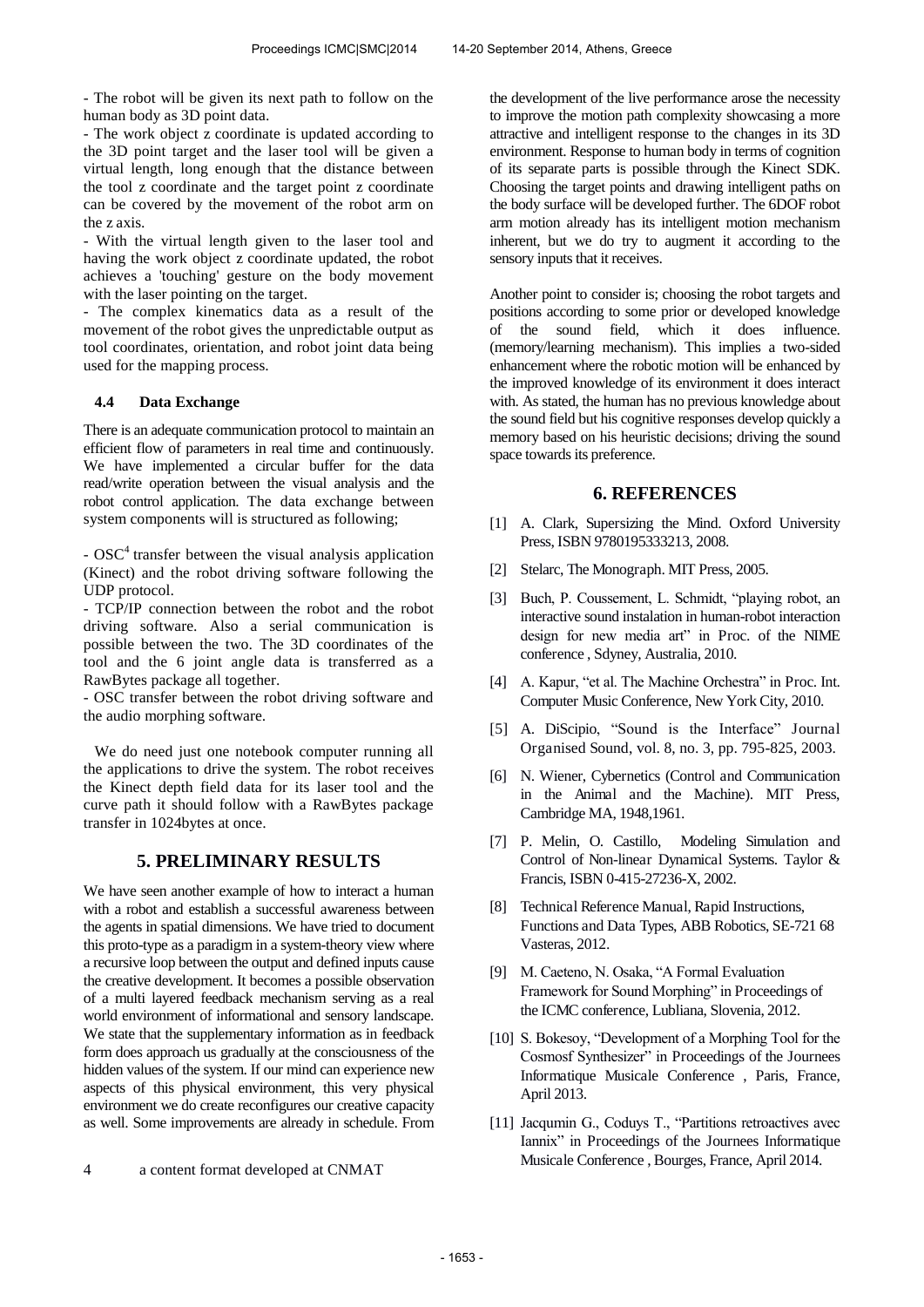- The robot will be given its next path to follow on the human body as 3D point data.
- The work object z coordinate is updated according to the 3D point target and the laser tool will be given a virtual length, long enough that the distance between the tool z coordinate and the target point z coordinate can be covered by the movement of the robot arm on the z axis.
- With the virtual length given to the laser tool and having the work object z coordinate updated, the robot achieves a 'touching' gesture on the body movement with the laser pointing on the target.
- The complex kinematics data as a result of the movement of the robot gives the unpredictable output as tool coordinates, orientation, and robot joint data being used for the mapping process.

### 4.4 Data Exchange

There is an adequate communication protocol to maintain an efficient flow of parameters in real time and continuously. We have implemented a circular buffer for the data read/write operation between the visual analysis and the robot control application. The data exchange between system components will is structured as following;

- OSC[4] transfer between the visual analysis application (Kinect) and the robot driving software following the UDP protocol.
- TCP/IP connection between the robot and the robot driving software. Also a serial communication is possible between the two. The 3D coordinates of the tool and the 6 joint angle data is transferred as a RawBytes package all together.
- OSC transfer between the robot driving software and the audio morphing software.

We do need just one notebook computer running all the applications to drive the system. The robot receives the Kinect depth field data for its laser tool and the curve path it should follow with a RawBytes package transfer in 1024bytes at once.

## 5. PRELIMINARY RESULTS

We have seen another example of how to interact a human with a robot and establish a successful awareness between the agents in spatial dimensions. We have tried to document this proto-type as a paradigm in a system-theory view where a recursive loop between the output and defined inputs cause the creative development. It becomes a possible observation of a multi layered feedback mechanism serving as a real world environment of informational and sensory landscape. We state that the supplementary information as in feedback form does approach us gradually at the consciousness of the hidden values of the system. If our mind can experience new aspects of this physical environment, this very physical environment we do create reconfigures our creative capacity as well. Some improvements are already in schedule. From the development of the live performance arose the necessity to improve the motion path complexity showcasing a more attractive and intelligent response to the changes in its 3D environment. Response to human body in terms of cognition of its separate parts is possible through the Kinect SDK. Choosing the target points and drawing intelligent paths on the body surface will be developed further. The 6DOF robot arm motion already has its intelligent motion mechanism inherent, but we do try to augment it according to the sensory inputs that it receives.

Another point to consider is; choosing the robot targets and positions according to some prior or developed knowledge of the sound field, which it does influence. (memory/learning mechanism). This implies a two-sided enhancement where the robotic motion will be enhanced by the improved knowledge of its environment it does interact with. As stated, the human has no previous knowledge about the sound field but his cognitive responses develop quickly a memory based on his heuristic decisions; driving the sound space towards its preference.

4 a content format developed at CNMAT

## 6. REFERENCES

[1] A. Clark, Supersizing the Mind. Oxford University Press, ISBN 9780195333213, 2008.

[2] Stelarc, The Monograph. MIT Press, 2005.

[3] Buch, P. Coussement, L. Schmidt, "playing robot, an interactive sound instalation in human-robot interaction design for new media art" in Proc. of the NIME conference , Sdyney, Australia, 2010.

[4] A. Kapur, "et al. The Machine Orchestra" in Proc. Int. Computer Music Conference, New York City, 2010.

[5] A. DiScipio, "Sound is the Interface" Journal Organised Sound, vol. 8, no. 3, pp. 795-825, 2003.

[6] N. Wiener, Cybernetics (Control and Communication in the Animal and the Machine). MIT Press, Cambridge MA, 1948,1961.

[7] P. Melin, O. Castillo, Modeling Simulation and Control of Non-linear Dynamical Systems. Taylor & Francis, ISBN 0-415-27236-X, 2002.

[8] Technical Reference Manual, Rapid Instructions, Functions and Data Types, ABB Robotics, SE-721 68 Vasteras, 2012.

[9] M. Caeteno, N. Osaka, "A Formal Evaluation Framework for Sound Morphing" in Proceedings of the ICMC conference, Lubliana, Slovenia, 2012.

[10] S. Bokesoy, "Development of a Morphing Tool for the Cosmosf Synthesizer" in Proceedings of the Journees Informatique Musicale Conference , Paris, France, April 2013.

[11] Jacqumin G., Coduys T., "Partitions retroactives avec Iannix" in Proceedings of the Journees Informatique Musicale Conference , Bourges, France, April 2014.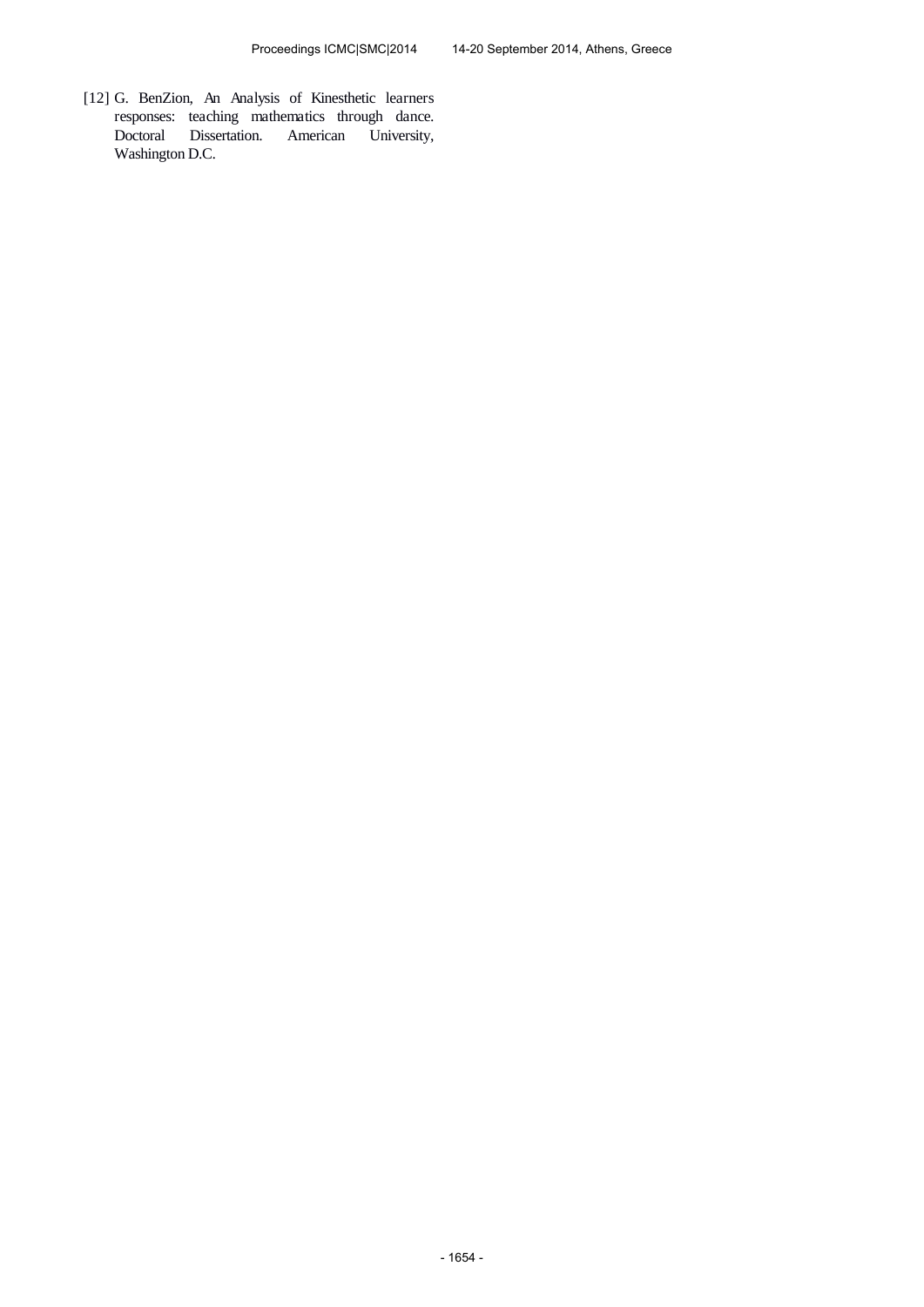[12] G. BenZion, An Analysis of Kinesthetic learners responses: teaching mathematics through dance. Doctoral Dissertation. American University, Washington D.C.